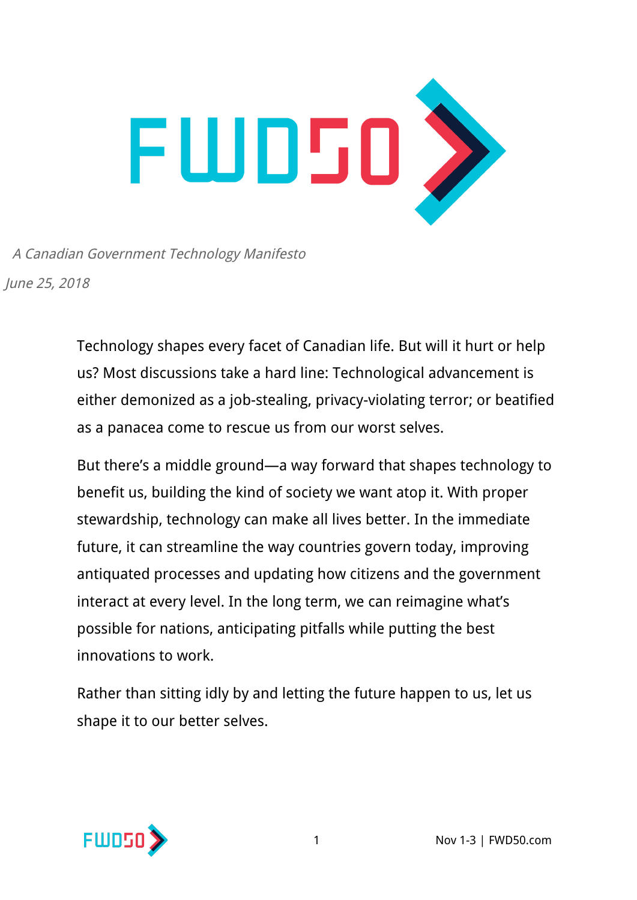# FWD50

*A Canadian Government Technology Manifesto*

*June 25, 2018*

Technology shapes every facet of Canadian life. But will it hurt or help us? Most discussions take a hard line: Technological advancement is either demonized as a job-stealing, privacy-violating terror; or beatified as a panacea come to rescue us from our worst selves.

But there's a middle ground—a way forward that shapes technology to benefit us, building the kind of society we want atop it. With proper stewardship, technology can make all lives better. In the immediate future, it can streamline the way countries govern today, improving antiquated processes and updating how citizens and the government interact at every level. In the long term, we can reimagine what's possible for nations, anticipating pitfalls while putting the best innovations to work.

Rather than sitting idly by and letting the future happen to us, let us shape it to our better selves.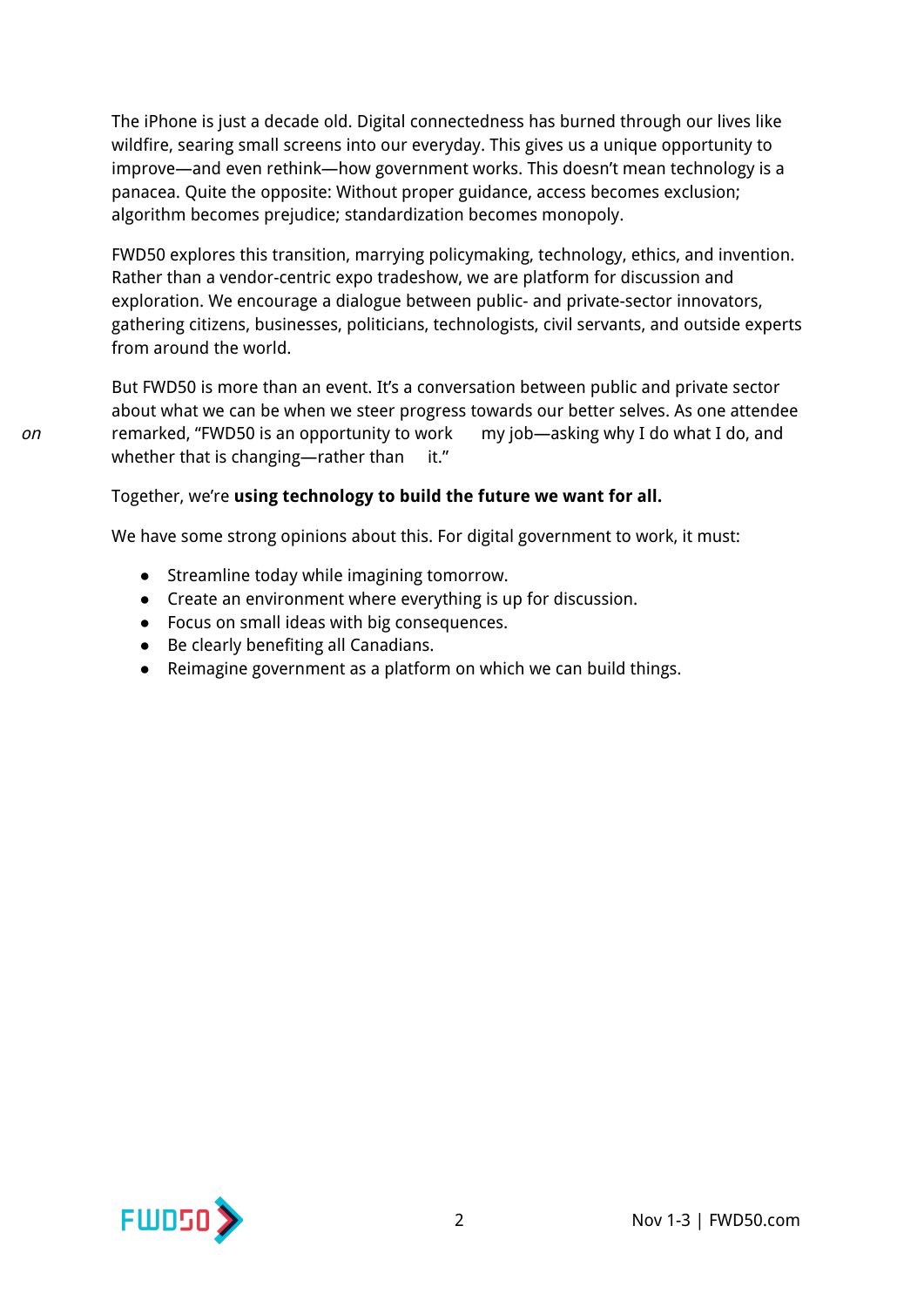The iPhone is just a decade old. Digital connectedness has burned through our lives like wildfire, searing small screens into our everyday. This gives us a unique opportunity to improve—and even rethink—how government works. This doesn't mean technology is a panacea. Quite the opposite: Without proper guidance, access becomes exclusion; algorithm becomes prejudice; standardization becomes monopoly.

FWD50 explores this transition, marrying policymaking, technology, ethics, and invention. Rather than a vendor-centric expo tradeshow, we are platform for discussion and exploration. We encourage a dialogue between public- and private-sector innovators, gathering citizens, businesses, politicians, technologists, civil servants, and outside experts from around the world.

But FWD50 is more than an event. It's a conversation between public and private sector about what we can be when we steer progress towards our better selves. As one attendee remarked, "FWD50 is an opportunity to work *on* my job—asking why I do what I do, and whether that is changing—rather than it."

Together, we're **using technology to build the future we want for all.**

We have some strong opinions about this. For digital government to work, it must:

- Streamline today while imagining tomorrow.
- Create an environment where everything is up for discussion.
- Focus on small ideas with big consequences.
- Be clearly benefiting all Canadians.
- Reimagine government as a platform on which we can build things.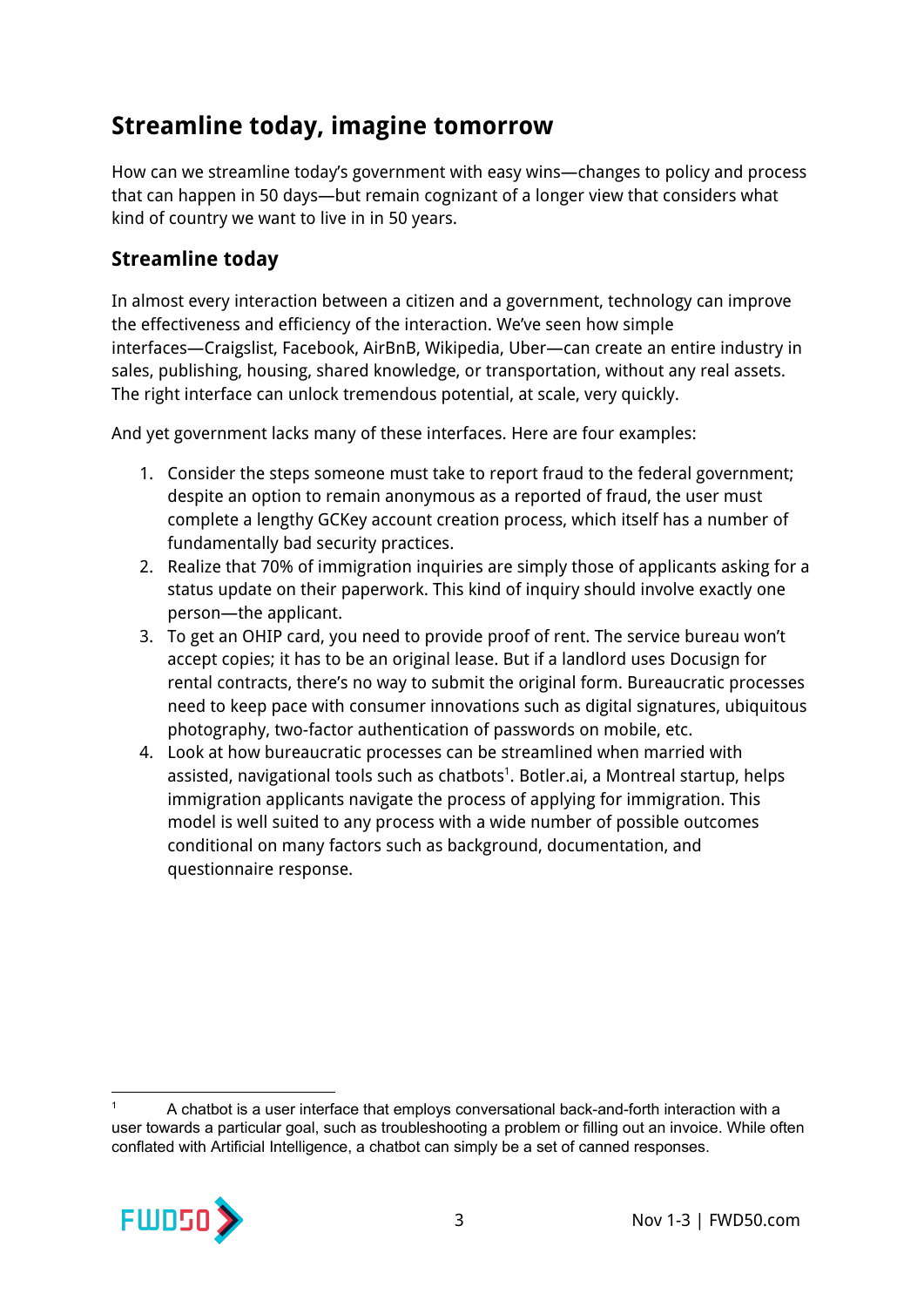## Streamline today, imagine tomorrow

How can we streamline today's government with easy wins—changes to policy and process that can happen in 50 days—but remain cognizant of a longer view that considers what kind of country we want to live in in 50 years.

### Streamline today

In almost every interaction between a citizen and a government, technology can improve the effectiveness and efficiency of the interaction. We've seen how simple interfaces—Craigslist, Facebook, AirBnB, Wikipedia, Uber—can create an entire industry in sales, publishing, housing, shared knowledge, or transportation, without any real assets. The right interface can unlock tremendous potential, at scale, very quickly.

And yet government lacks many of these interfaces. Here are four examples:

1. Consider the steps someone must take to report fraud to the federal government; despite an option to remain anonymous as a reported of fraud, the user must complete a lengthy GCKey account creation process, which itself has a number of fundamentally bad security practices.
2. Realize that 70% of immigration inquiries are simply those of applicants asking for a status update on their paperwork. This kind of inquiry should involve exactly one person—the applicant.
3. To get an OHIP card, you need to provide proof of rent. The service bureau won't accept copies; it has to be an original lease. But if a landlord uses Docusign for rental contracts, there's no way to submit the original form. Bureaucratic processes need to keep pace with consumer innovations such as digital signatures, ubiquitous photography, two-factor authentication of passwords on mobile, etc.
4. Look at how bureaucratic processes can be streamlined when married with assisted, navigational tools such as chatbots[1]. Botler.ai, a Montreal startup, helps immigration applicants navigate the process of applying for immigration. This model is well suited to any process with a wide number of possible outcomes conditional on many factors such as background, documentation, and questionnaire response.

[1] A chatbot is a user interface that employs conversational back-and-forth interaction with a user towards a particular goal, such as troubleshooting a problem or filling out an invoice. While often conflated with Artificial Intelligence, a chatbot can simply be a set of canned responses.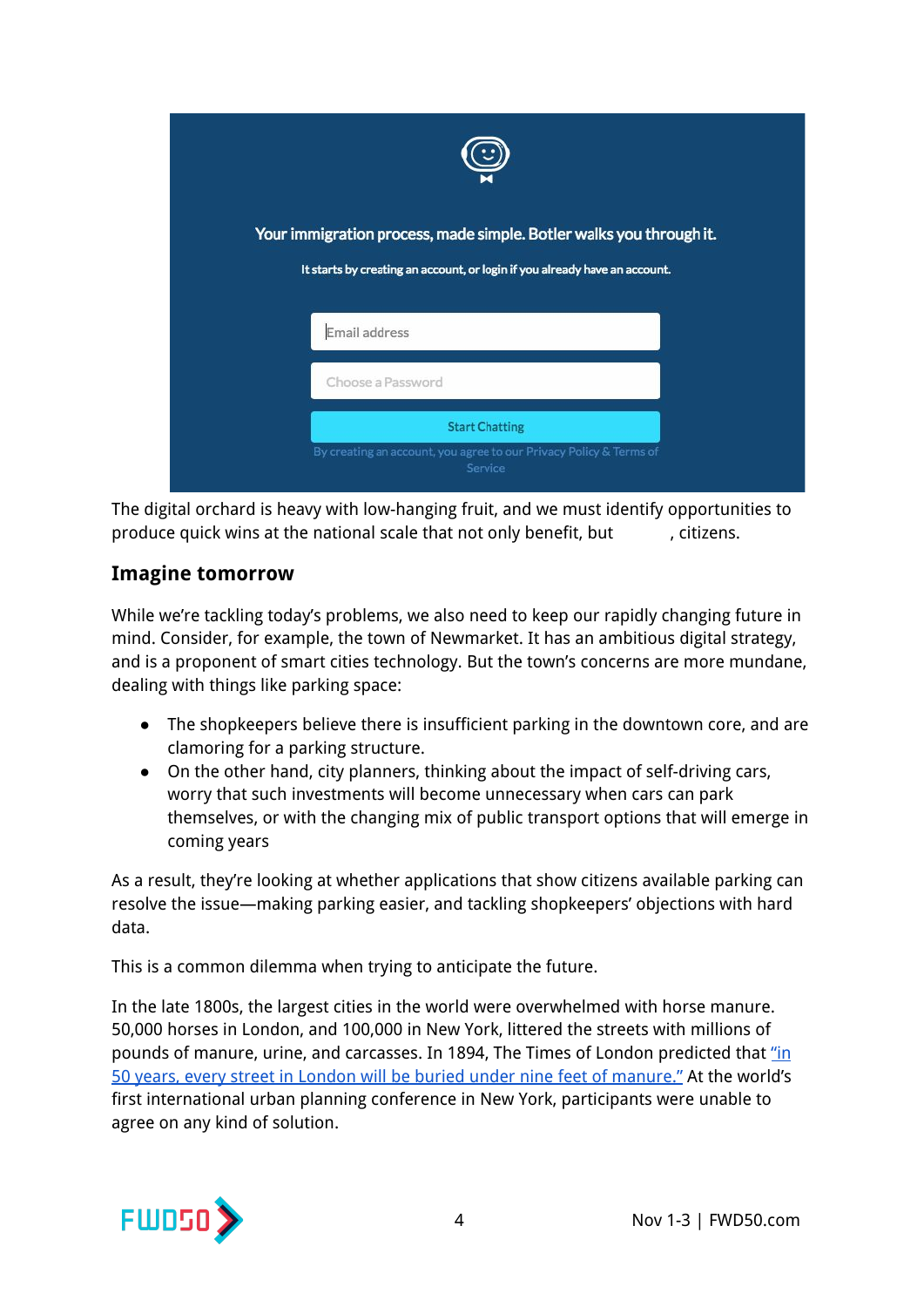Your immigration process, made simple. Botler walks you through it.

It starts by creating an account, or login if you already have an account.

Email address

Choose a Password

Start Chatting

By creating an account, you agree to our Privacy Policy & Terms of Service

The digital orchard is heavy with low-hanging fruit, and we must identify opportunities to produce quick wins at the national scale that not only benefit, but , citizens.

## Imagine tomorrow

While we're tackling today's problems, we also need to keep our rapidly changing future in mind. Consider, for example, the town of Newmarket. It has an ambitious digital strategy, and is a proponent of smart cities technology. But the town's concerns are more mundane, dealing with things like parking space:

- The shopkeepers believe there is insufficient parking in the downtown core, and are clamoring for a parking structure.
- On the other hand, city planners, thinking about the impact of self-driving cars, worry that such investments will become unnecessary when cars can park themselves, or with the changing mix of public transport options that will emerge in coming years

As a result, they're looking at whether applications that show citizens available parking can resolve the issue—making parking easier, and tackling shopkeepers' objections with hard data.

This is a common dilemma when trying to anticipate the future.

In the late 1800s, the largest cities in the world were overwhelmed with horse manure. 50,000 horses in London, and 100,000 in New York, littered the streets with millions of pounds of manure, urine, and carcasses. In 1894, The Times of London predicted that "in 50 years, every street in London will be buried under nine feet of manure." At the world's first international urban planning conference in New York, participants were unable to agree on any kind of solution.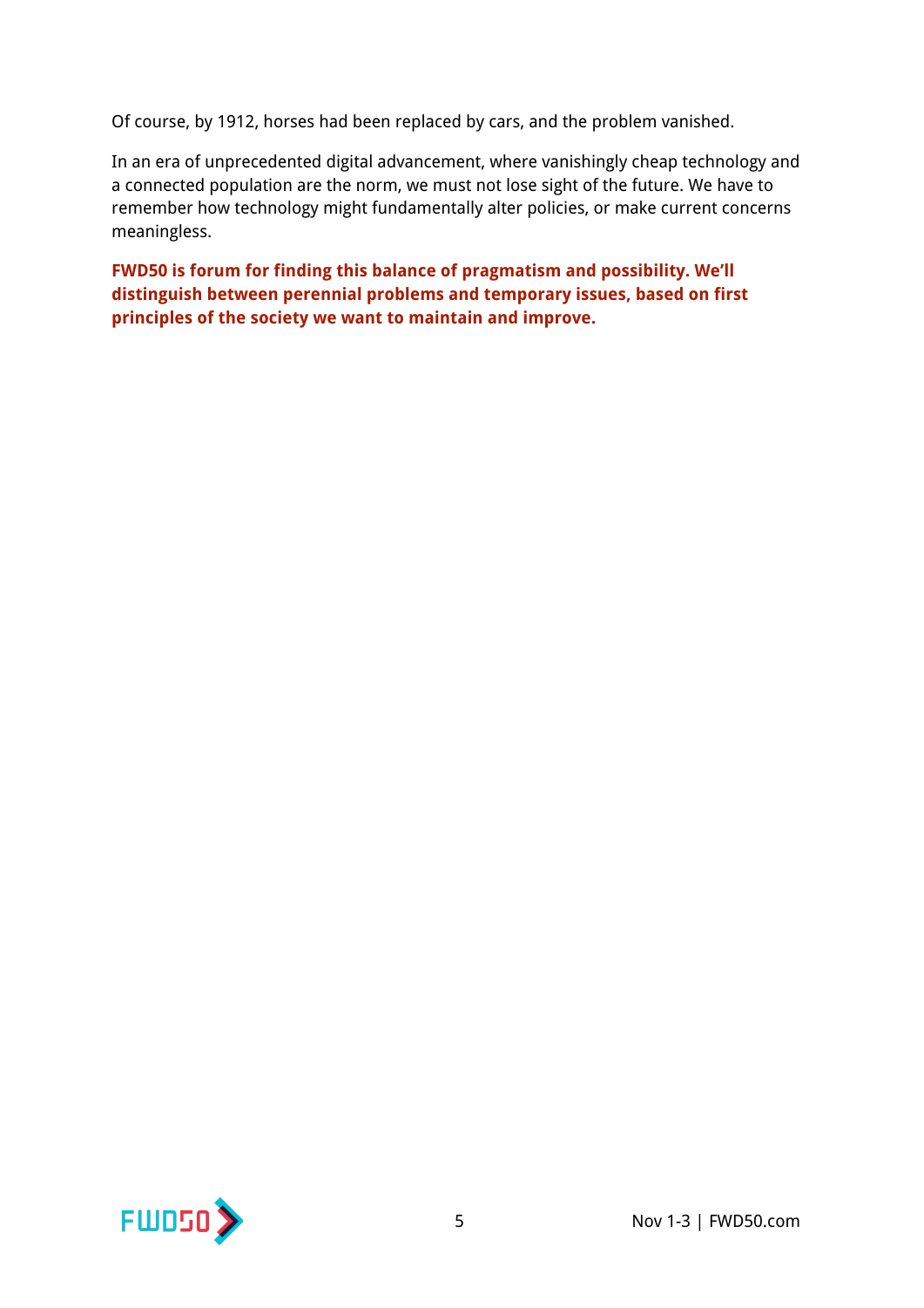Of course, by 1912, horses had been replaced by cars, and the problem vanished.

In an era of unprecedented digital advancement, where vanishingly cheap technology and a connected population are the norm, we must not lose sight of the future. We have to remember how technology might fundamentally alter policies, or make current concerns meaningless.

**FWD50 is forum for finding this balance of pragmatism and possibility. We'll distinguish between perennial problems and temporary issues, based on first principles of the society we want to maintain and improve.**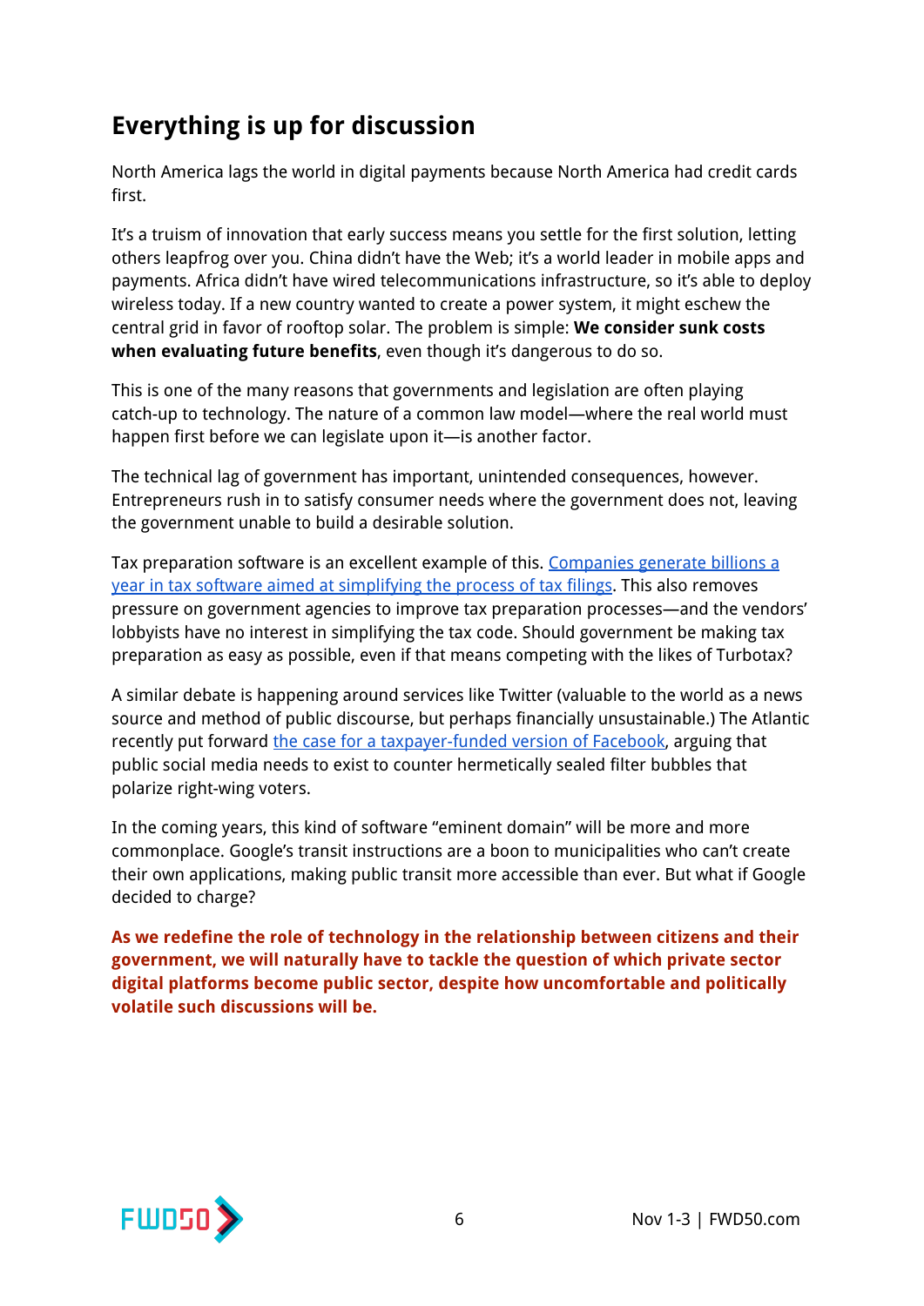## Everything is up for discussion

North America lags the world in digital payments because North America had credit cards first.

It's a truism of innovation that early success means you settle for the first solution, letting others leapfrog over you. China didn't have the Web; it's a world leader in mobile apps and payments. Africa didn't have wired telecommunications infrastructure, so it's able to deploy wireless today. If a new country wanted to create a power system, it might eschew the central grid in favor of rooftop solar. The problem is simple: **We consider sunk costs when evaluating future benefits**, even though it's dangerous to do so.

This is one of the many reasons that governments and legislation are often playing catch-up to technology. The nature of a common law model—where the real world must happen first before we can legislate upon it—is another factor.

The technical lag of government has important, unintended consequences, however. Entrepreneurs rush in to satisfy consumer needs where the government does not, leaving the government unable to build a desirable solution.

Tax preparation software is an excellent example of this. Companies generate billions a year in tax software aimed at simplifying the process of tax filings. This also removes pressure on government agencies to improve tax preparation processes—and the vendors' lobbyists have no interest in simplifying the tax code. Should government be making tax preparation as easy as possible, even if that means competing with the likes of Turbotax?

A similar debate is happening around services like Twitter (valuable to the world as a news source and method of public discourse, but perhaps financially unsustainable.) The Atlantic recently put forward the case for a taxpayer-funded version of Facebook, arguing that public social media needs to exist to counter hermetically sealed filter bubbles that polarize right-wing voters.

In the coming years, this kind of software "eminent domain" will be more and more commonplace. Google's transit instructions are a boon to municipalities who can't create their own applications, making public transit more accessible than ever. But what if Google decided to charge?

**As we redefine the role of technology in the relationship between citizens and their government, we will naturally have to tackle the question of which private sector digital platforms become public sector, despite how uncomfortable and politically volatile such discussions will be.**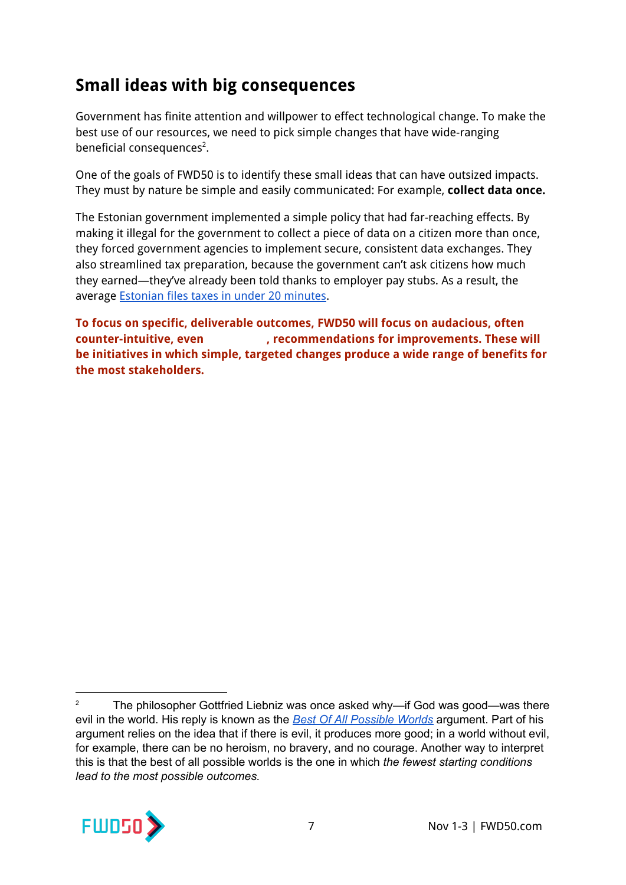## Small ideas with big consequences

Government has finite attention and willpower to effect technological change. To make the best use of our resources, we need to pick simple changes that have wide-ranging beneficial consequences[2].

One of the goals of FWD50 is to identify these small ideas that can have outsized impacts. They must by nature be simple and easily communicated: For example, **collect data once.**

The Estonian government implemented a simple policy that had far-reaching effects. By making it illegal for the government to collect a piece of data on a citizen more than once, they forced government agencies to implement secure, consistent data exchanges. They also streamlined tax preparation, because the government can't ask citizens how much they earned—they've already been told thanks to employer pay stubs. As a result, the average [Estonian files taxes in under 20 minutes](#).

**To focus on specific, deliverable outcomes, FWD50 will focus on audacious, often counter-intuitive, even , recommendations for improvements. These will be initiatives in which simple, targeted changes produce a wide range of benefits for the most stakeholders.**

---

[2] The philosopher Gottfried Liebniz was once asked why—if God was good—was there evil in the world. His reply is known as the *[Best Of All Possible Worlds](#)* argument. Part of his argument relies on the idea that if there is evil, it produces more good; in a world without evil, for example, there can be no heroism, no bravery, and no courage. Another way to interpret this is that the best of all possible worlds is the one in which *the fewest starting conditions lead to the most possible outcomes.*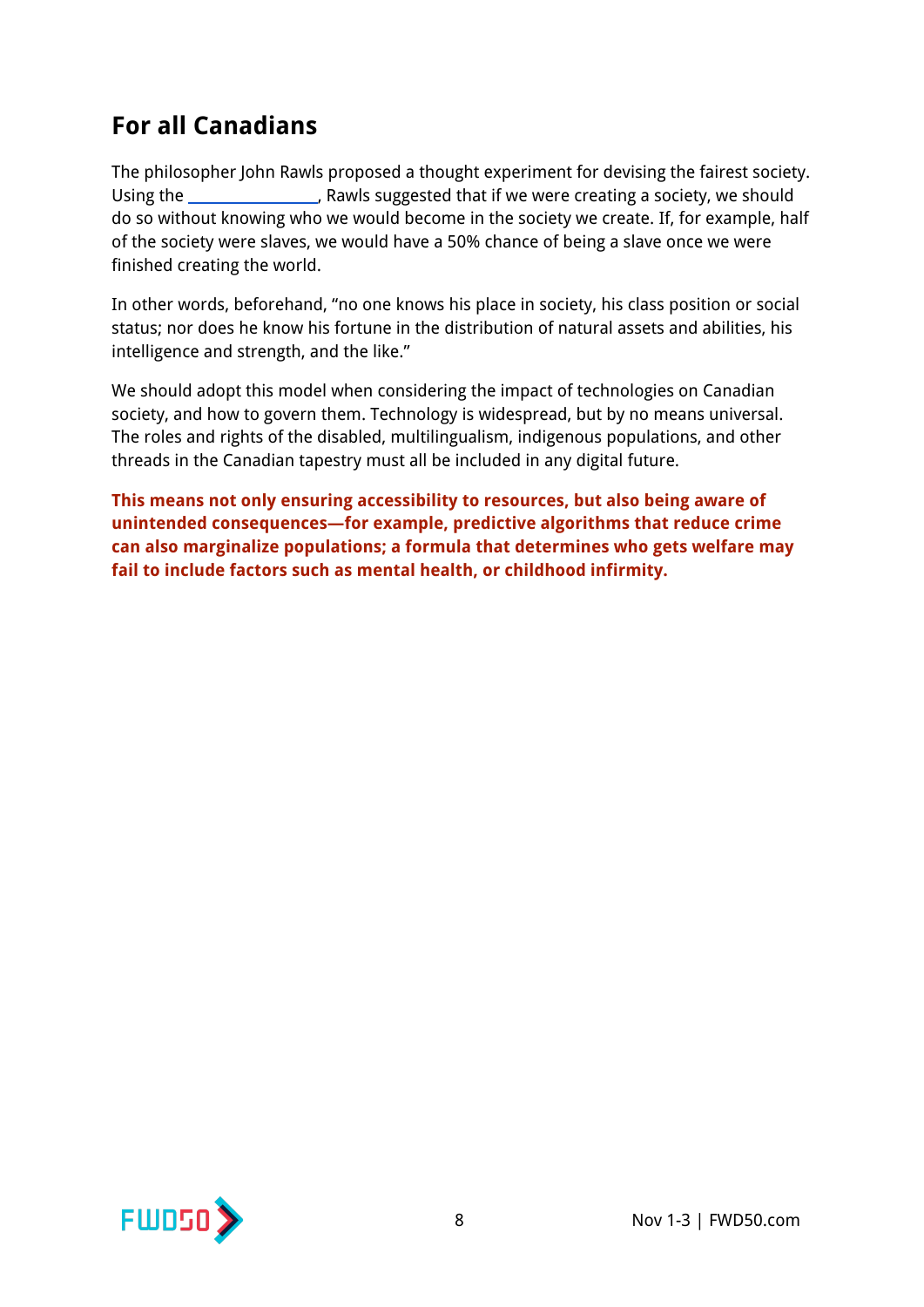## For all Canadians

The philosopher John Rawls proposed a thought experiment for devising the fairest society. Using the _______________, Rawls suggested that if we were creating a society, we should do so without knowing who we would become in the society we create. If, for example, half of the society were slaves, we would have a 50% chance of being a slave once we were finished creating the world.

In other words, beforehand, "no one knows his place in society, his class position or social status; nor does he know his fortune in the distribution of natural assets and abilities, his intelligence and strength, and the like."

We should adopt this model when considering the impact of technologies on Canadian society, and how to govern them. Technology is widespread, but by no means universal. The roles and rights of the disabled, multilingualism, indigenous populations, and other threads in the Canadian tapestry must all be included in any digital future.

**This means not only ensuring accessibility to resources, but also being aware of unintended consequences—for example, predictive algorithms that reduce crime can also marginalize populations; a formula that determines who gets welfare may fail to include factors such as mental health, or childhood infirmity.**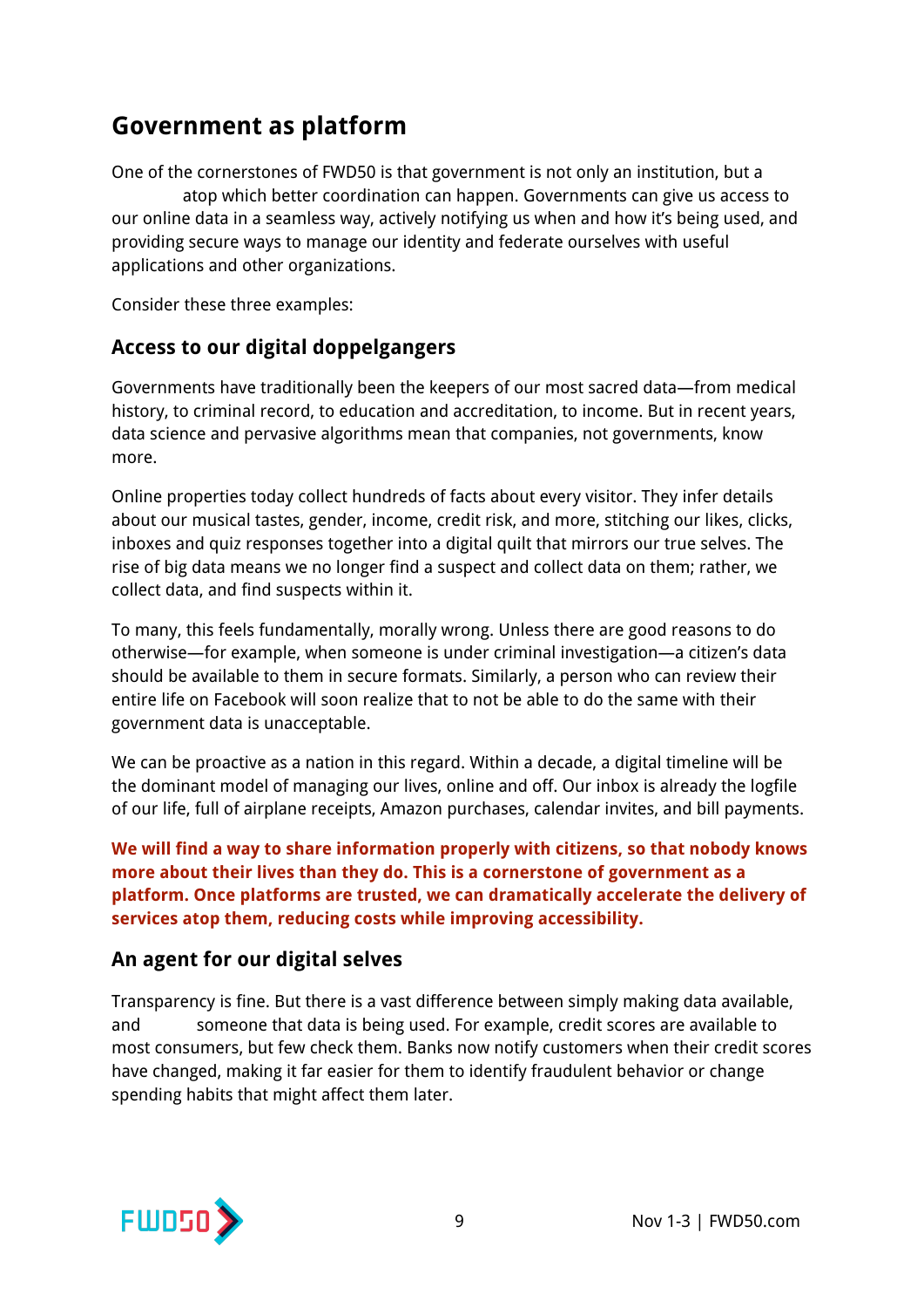## Government as platform

One of the cornerstones of FWD50 is that government is not only an institution, but a atop which better coordination can happen. Governments can give us access to our online data in a seamless way, actively notifying us when and how it's being used, and providing secure ways to manage our identity and federate ourselves with useful applications and other organizations.

Consider these three examples:

### Access to our digital doppelgangers

Governments have traditionally been the keepers of our most sacred data—from medical history, to criminal record, to education and accreditation, to income. But in recent years, data science and pervasive algorithms mean that companies, not governments, know more.

Online properties today collect hundreds of facts about every visitor. They infer details about our musical tastes, gender, income, credit risk, and more, stitching our likes, clicks, inboxes and quiz responses together into a digital quilt that mirrors our true selves. The rise of big data means we no longer find a suspect and collect data on them; rather, we collect data, and find suspects within it.

To many, this feels fundamentally, morally wrong. Unless there are good reasons to do otherwise—for example, when someone is under criminal investigation—a citizen's data should be available to them in secure formats. Similarly, a person who can review their entire life on Facebook will soon realize that to not be able to do the same with their government data is unacceptable.

We can be proactive as a nation in this regard. Within a decade, a digital timeline will be the dominant model of managing our lives, online and off. Our inbox is already the logfile of our life, full of airplane receipts, Amazon purchases, calendar invites, and bill payments.

**We will find a way to share information properly with citizens, so that nobody knows more about their lives than they do. This is a cornerstone of government as a platform. Once platforms are trusted, we can dramatically accelerate the delivery of services atop them, reducing costs while improving accessibility.**

### An agent for our digital selves

Transparency is fine. But there is a vast difference between simply making data available, and someone that data is being used. For example, credit scores are available to most consumers, but few check them. Banks now notify customers when their credit scores have changed, making it far easier for them to identify fraudulent behavior or change spending habits that might affect them later.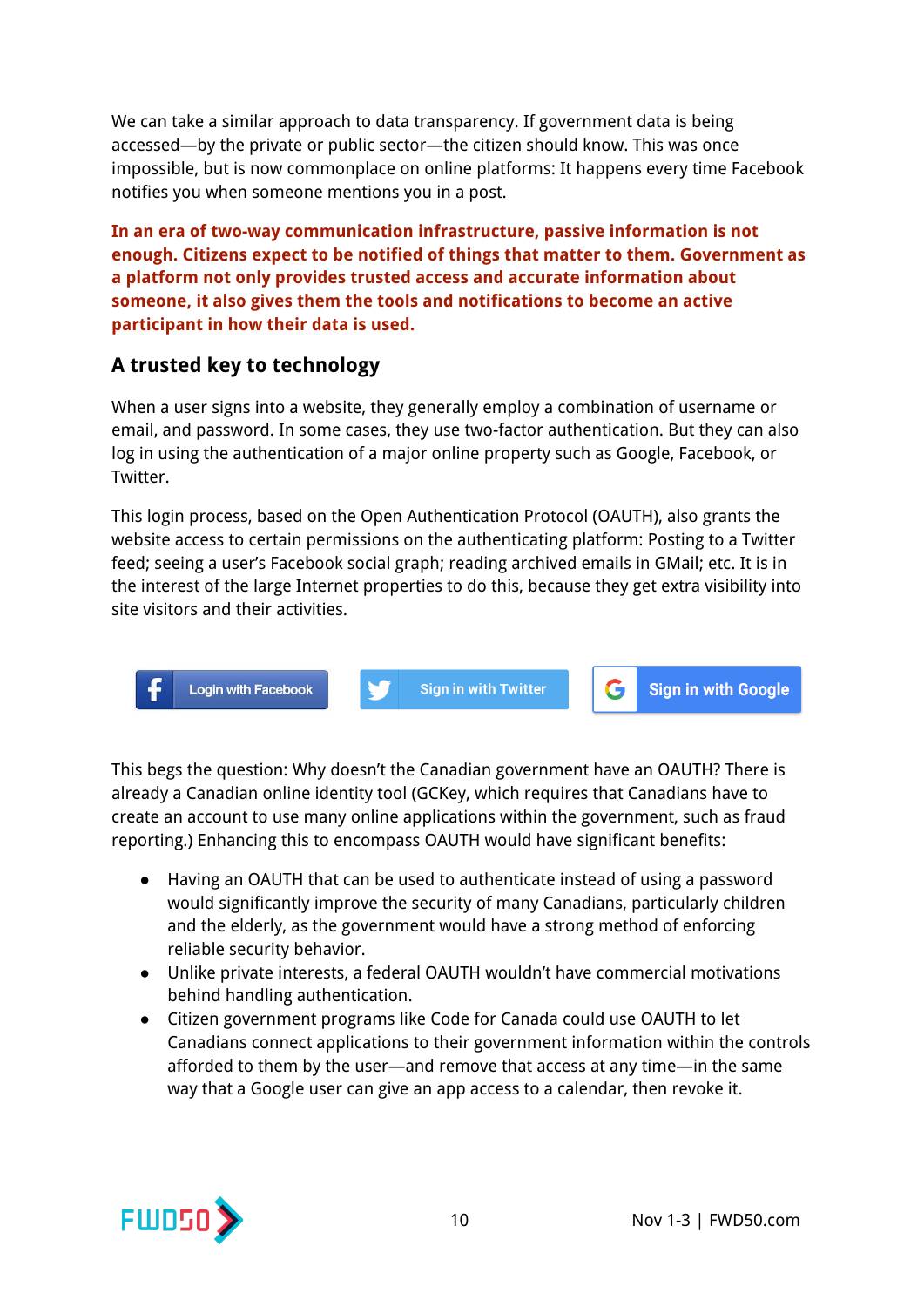We can take a similar approach to data transparency. If government data is being accessed—by the private or public sector—the citizen should know. This was once impossible, but is now commonplace on online platforms: It happens every time Facebook notifies you when someone mentions you in a post.

**In an era of two-way communication infrastructure, passive information is not enough. Citizens expect to be notified of things that matter to them. Government as a platform not only provides trusted access and accurate information about someone, it also gives them the tools and notifications to become an active participant in how their data is used.**

## A trusted key to technology

When a user signs into a website, they generally employ a combination of username or email, and password. In some cases, they use two-factor authentication. But they can also log in using the authentication of a major online property such as Google, Facebook, or Twitter.

This login process, based on the Open Authentication Protocol (OAUTH), also grants the website access to certain permissions on the authenticating platform: Posting to a Twitter feed; seeing a user's Facebook social graph; reading archived emails in GMail; etc. It is in the interest of the large Internet properties to do this, because they get extra visibility into site visitors and their activities.

Login with Facebook | Sign in with Twitter | Sign in with Google

This begs the question: Why doesn't the Canadian government have an OAUTH? There is already a Canadian online identity tool (GCKey, which requires that Canadians have to create an account to use many online applications within the government, such as fraud reporting.) Enhancing this to encompass OAUTH would have significant benefits:

- Having an OAUTH that can be used to authenticate instead of using a password would significantly improve the security of many Canadians, particularly children and the elderly, as the government would have a strong method of enforcing reliable security behavior.
- Unlike private interests, a federal OAUTH wouldn't have commercial motivations behind handling authentication.
- Citizen government programs like Code for Canada could use OAUTH to let Canadians connect applications to their government information within the controls afforded to them by the user—and remove that access at any time—in the same way that a Google user can give an app access to a calendar, then revoke it.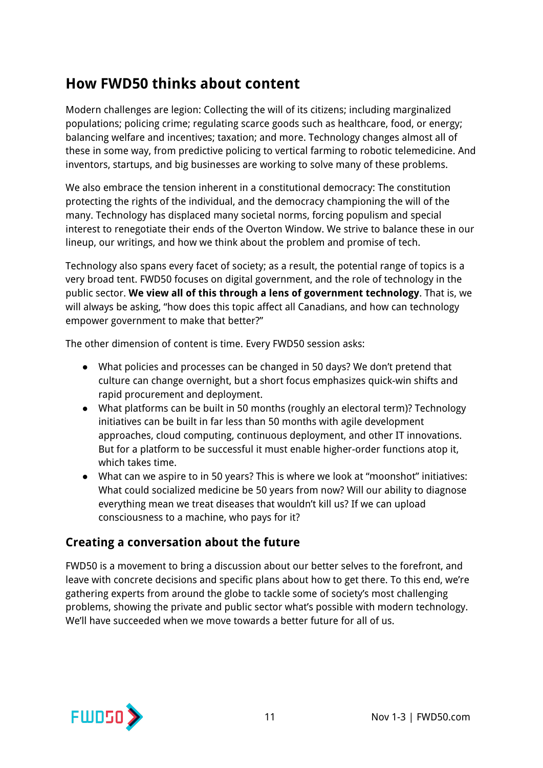## How FWD50 thinks about content

Modern challenges are legion: Collecting the will of its citizens; including marginalized populations; policing crime; regulating scarce goods such as healthcare, food, or energy; balancing welfare and incentives; taxation; and more. Technology changes almost all of these in some way, from predictive policing to vertical farming to robotic telemedicine. And inventors, startups, and big businesses are working to solve many of these problems.

We also embrace the tension inherent in a constitutional democracy: The constitution protecting the rights of the individual, and the democracy championing the will of the many. Technology has displaced many societal norms, forcing populism and special interest to renegotiate their ends of the Overton Window. We strive to balance these in our lineup, our writings, and how we think about the problem and promise of tech.

Technology also spans every facet of society; as a result, the potential range of topics is a very broad tent. FWD50 focuses on digital government, and the role of technology in the public sector. **We view all of this through a lens of government technology**. That is, we will always be asking, "how does this topic affect all Canadians, and how can technology empower government to make that better?"

The other dimension of content is time. Every FWD50 session asks:

- What policies and processes can be changed in 50 days? We don't pretend that culture can change overnight, but a short focus emphasizes quick-win shifts and rapid procurement and deployment.
- What platforms can be built in 50 months (roughly an electoral term)? Technology initiatives can be built in far less than 50 months with agile development approaches, cloud computing, continuous deployment, and other IT innovations. But for a platform to be successful it must enable higher-order functions atop it, which takes time.
- What can we aspire to in 50 years? This is where we look at "moonshot" initiatives: What could socialized medicine be 50 years from now? Will our ability to diagnose everything mean we treat diseases that wouldn't kill us? If we can upload consciousness to a machine, who pays for it?

### Creating a conversation about the future

FWD50 is a movement to bring a discussion about our better selves to the forefront, and leave with concrete decisions and specific plans about how to get there. To this end, we're gathering experts from around the globe to tackle some of society's most challenging problems, showing the private and public sector what's possible with modern technology. We'll have succeeded when we move towards a better future for all of us.